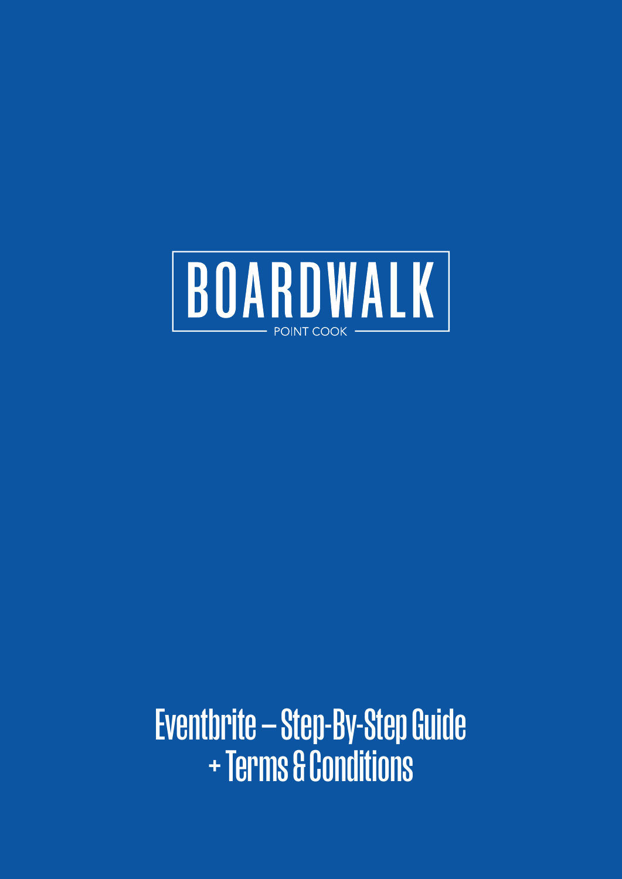# BOARDWALK

POINT COOK

# Eventbrite – Step-By-Step Guide + Terms & Conditions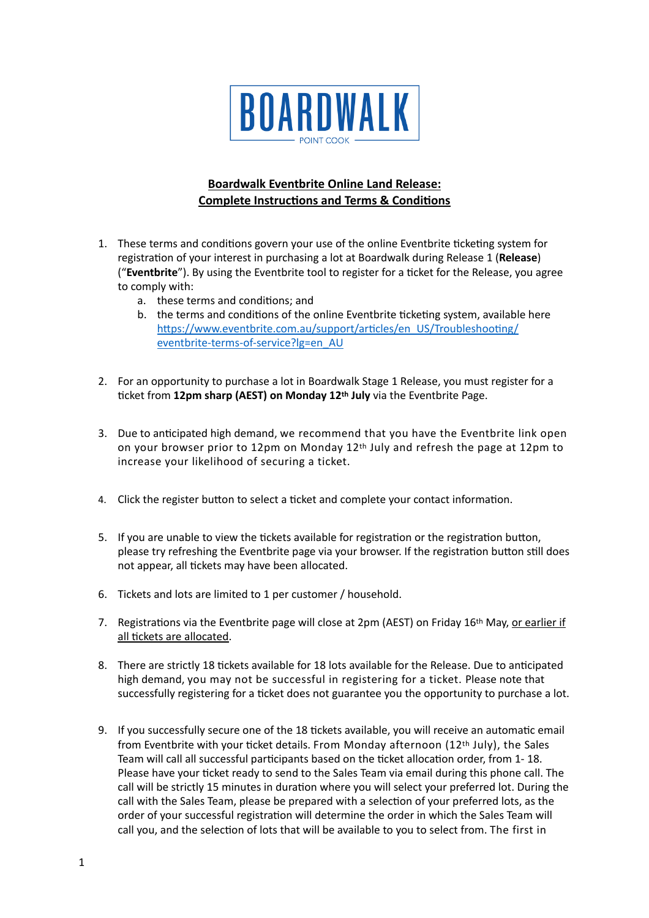BOARDWALK

POINT COOK

**Boardwalk Eventbrite Online Land Release:**
**Complete Instructions and Terms & Conditions**

1. These terms and conditions govern your use of the online Eventbrite ticketing system for registration of your interest in purchasing a lot at Boardwalk during Release 1 (**Release**) ("**Eventbrite**"). By using the Eventbrite tool to register for a ticket for the Release, you agree to comply with:
    a. these terms and conditions; and
    b. the terms and conditions of the online Eventbrite ticketing system, available here https://www.eventbrite.com.au/support/articles/en_US/Troubleshooting/eventbrite-terms-of-service?lg=en_AU

2. For an opportunity to purchase a lot in Boardwalk Stage 1 Release, you must register for a ticket from **12pm sharp (AEST) on Monday 12th July** via the Eventbrite Page.

3. Due to anticipated high demand, we recommend that you have the Eventbrite link open on your browser prior to 12pm on Monday 12th July and refresh the page at 12pm to increase your likelihood of securing a ticket.

4. Click the register button to select a ticket and complete your contact information.

5. If you are unable to view the tickets available for registration or the registration button, please try refreshing the Eventbrite page via your browser. If the registration button still does not appear, all tickets may have been allocated.

6. Tickets and lots are limited to 1 per customer / household.

7. Registrations via the Eventbrite page will close at 2pm (AEST) on Friday 16th May, <u>or earlier if all tickets are allocated</u>.

8. There are strictly 18 tickets available for 18 lots available for the Release. Due to anticipated high demand, you may not be successful in registering for a ticket. Please note that successfully registering for a ticket does not guarantee you the opportunity to purchase a lot.

9. If you successfully secure one of the 18 tickets available, you will receive an automatic email from Eventbrite with your ticket details. From Monday afternoon (12th July), the Sales Team will call all successful participants based on the ticket allocation order, from 1- 18. Please have your ticket ready to send to the Sales Team via email during this phone call. The call will be strictly 15 minutes in duration where you will select your preferred lot. During the call with the Sales Team, please be prepared with a selection of your preferred lots, as the order of your successful registration will determine the order in which the Sales Team will call you, and the selection of lots that will be available to you to select from. The first in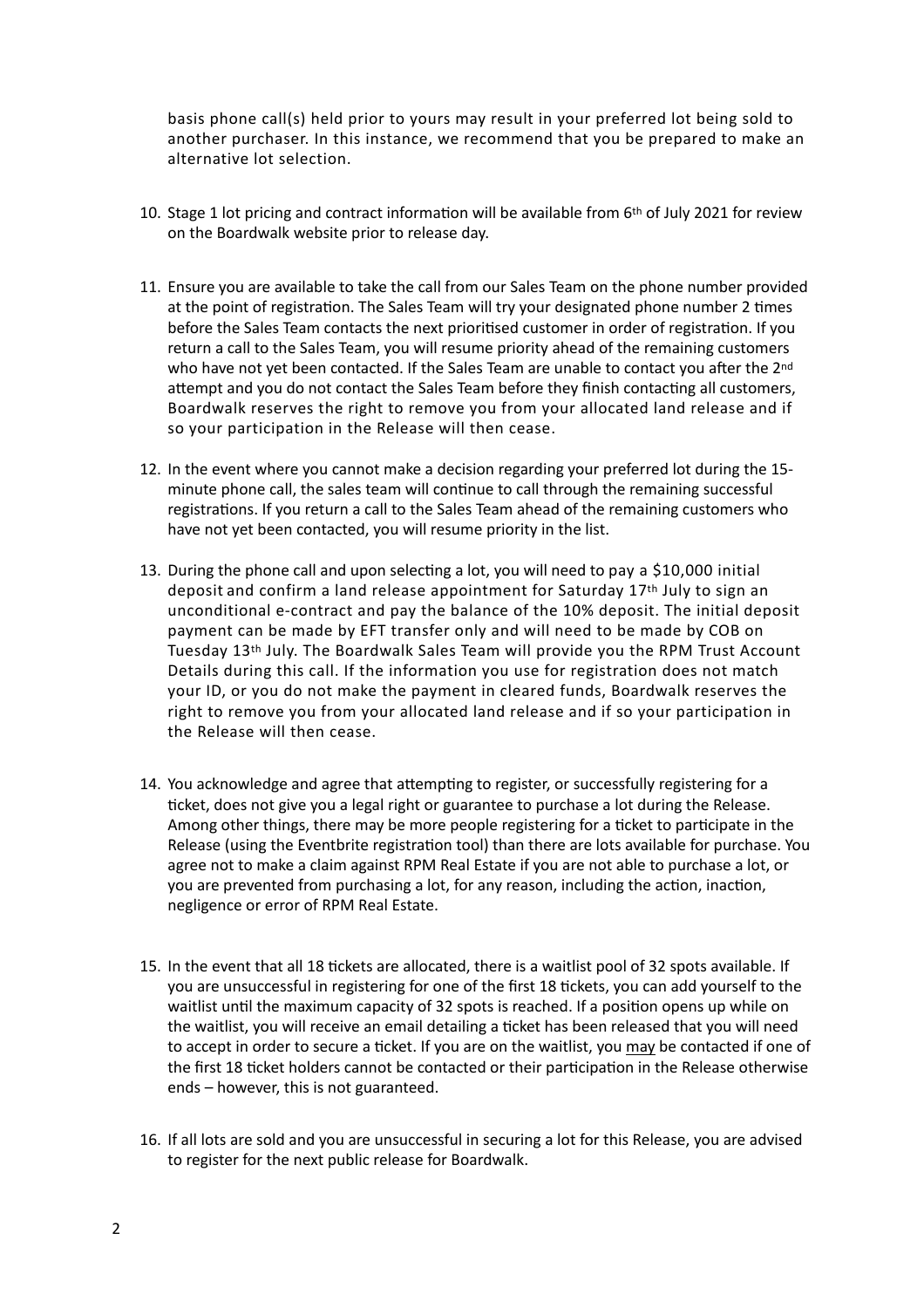basis phone call(s) held prior to yours may result in your preferred lot being sold to another purchaser. In this instance, we recommend that you be prepared to make an alternative lot selection.

10. Stage 1 lot pricing and contract information will be available from 6th of July 2021 for review on the Boardwalk website prior to release day.

11. Ensure you are available to take the call from our Sales Team on the phone number provided at the point of registration. The Sales Team will try your designated phone number 2 times before the Sales Team contacts the next prioritised customer in order of registration. If you return a call to the Sales Team, you will resume priority ahead of the remaining customers who have not yet been contacted. If the Sales Team are unable to contact you after the 2nd attempt and you do not contact the Sales Team before they finish contacting all customers, Boardwalk reserves the right to remove you from your allocated land release and if so your participation in the Release will then cease.

12. In the event where you cannot make a decision regarding your preferred lot during the 15-minute phone call, the sales team will continue to call through the remaining successful registrations. If you return a call to the Sales Team ahead of the remaining customers who have not yet been contacted, you will resume priority in the list.

13. During the phone call and upon selecting a lot, you will need to pay a $10,000 initial deposit and confirm a land release appointment for Saturday 17th July to sign an unconditional e-contract and pay the balance of the 10% deposit. The initial deposit payment can be made by EFT transfer only and will need to be made by COB on Tuesday 13th July. The Boardwalk Sales Team will provide you the RPM Trust Account Details during this call. If the information you use for registration does not match your ID, or you do not make the payment in cleared funds, Boardwalk reserves the right to remove you from your allocated land release and if so your participation in the Release will then cease.

14. You acknowledge and agree that attempting to register, or successfully registering for a ticket, does not give you a legal right or guarantee to purchase a lot during the Release. Among other things, there may be more people registering for a ticket to participate in the Release (using the Eventbrite registration tool) than there are lots available for purchase. You agree not to make a claim against RPM Real Estate if you are not able to purchase a lot, or you are prevented from purchasing a lot, for any reason, including the action, inaction, negligence or error of RPM Real Estate.

15. In the event that all 18 tickets are allocated, there is a waitlist pool of 32 spots available. If you are unsuccessful in registering for one of the first 18 tickets, you can add yourself to the waitlist until the maximum capacity of 32 spots is reached. If a position opens up while on the waitlist, you will receive an email detailing a ticket has been released that you will need to accept in order to secure a ticket. If you are on the waitlist, you <u>may</u> be contacted if one of the first 18 ticket holders cannot be contacted or their participation in the Release otherwise ends – however, this is not guaranteed.

16. If all lots are sold and you are unsuccessful in securing a lot for this Release, you are advised to register for the next public release for Boardwalk.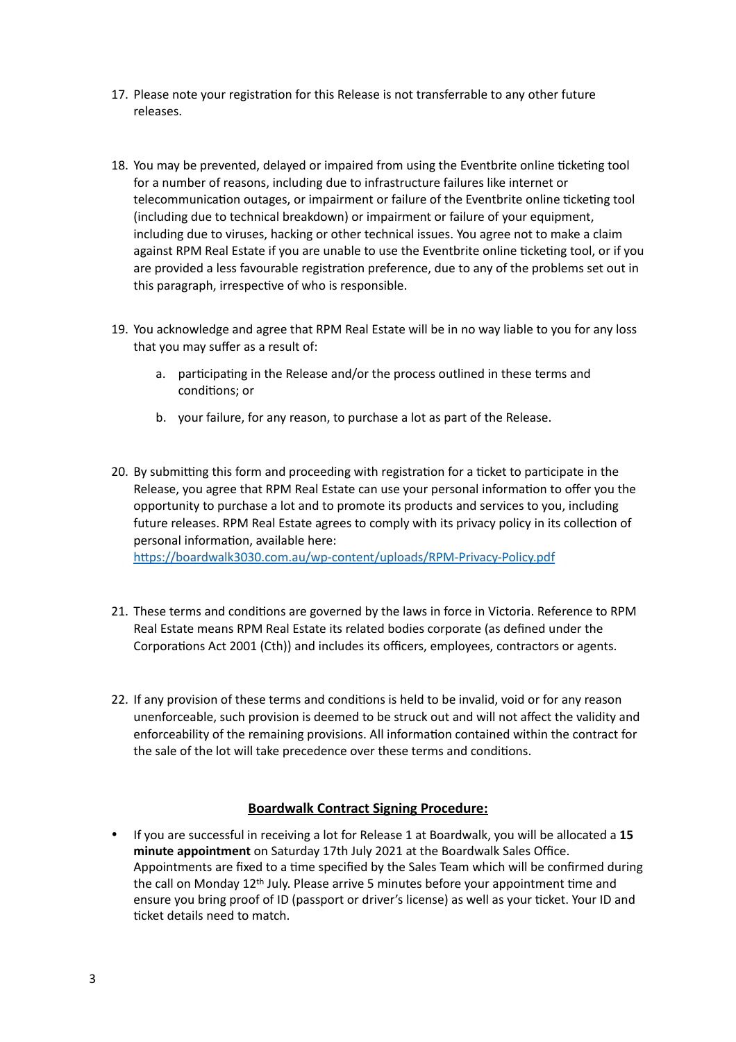17. Please note your registration for this Release is not transferrable to any other future releases.

18. You may be prevented, delayed or impaired from using the Eventbrite online ticketing tool for a number of reasons, including due to infrastructure failures like internet or telecommunication outages, or impairment or failure of the Eventbrite online ticketing tool (including due to technical breakdown) or impairment or failure of your equipment, including due to viruses, hacking or other technical issues. You agree not to make a claim against RPM Real Estate if you are unable to use the Eventbrite online ticketing tool, or if you are provided a less favourable registration preference, due to any of the problems set out in this paragraph, irrespective of who is responsible.

19. You acknowledge and agree that RPM Real Estate will be in no way liable to you for any loss that you may suffer as a result of:

    a. participating in the Release and/or the process outlined in these terms and conditions; or

    b. your failure, for any reason, to purchase a lot as part of the Release.

20. By submitting this form and proceeding with registration for a ticket to participate in the Release, you agree that RPM Real Estate can use your personal information to offer you the opportunity to purchase a lot and to promote its products and services to you, including future releases. RPM Real Estate agrees to comply with its privacy policy in its collection of personal information, available here: https://boardwalk3030.com.au/wp-content/uploads/RPM-Privacy-Policy.pdf

21. These terms and conditions are governed by the laws in force in Victoria. Reference to RPM Real Estate means RPM Real Estate its related bodies corporate (as defined under the Corporations Act 2001 (Cth)) and includes its officers, employees, contractors or agents.

22. If any provision of these terms and conditions is held to be invalid, void or for any reason unenforceable, such provision is deemed to be struck out and will not affect the validity and enforceability of the remaining provisions. All information contained within the contract for the sale of the lot will take precedence over these terms and conditions.

## Boardwalk Contract Signing Procedure:

- If you are successful in receiving a lot for Release 1 at Boardwalk, you will be allocated a **15 minute appointment** on Saturday 17th July 2021 at the Boardwalk Sales Office. Appointments are fixed to a time specified by the Sales Team which will be confirmed during the call on Monday 12th July. Please arrive 5 minutes before your appointment time and ensure you bring proof of ID (passport or driver's license) as well as your ticket. Your ID and ticket details need to match.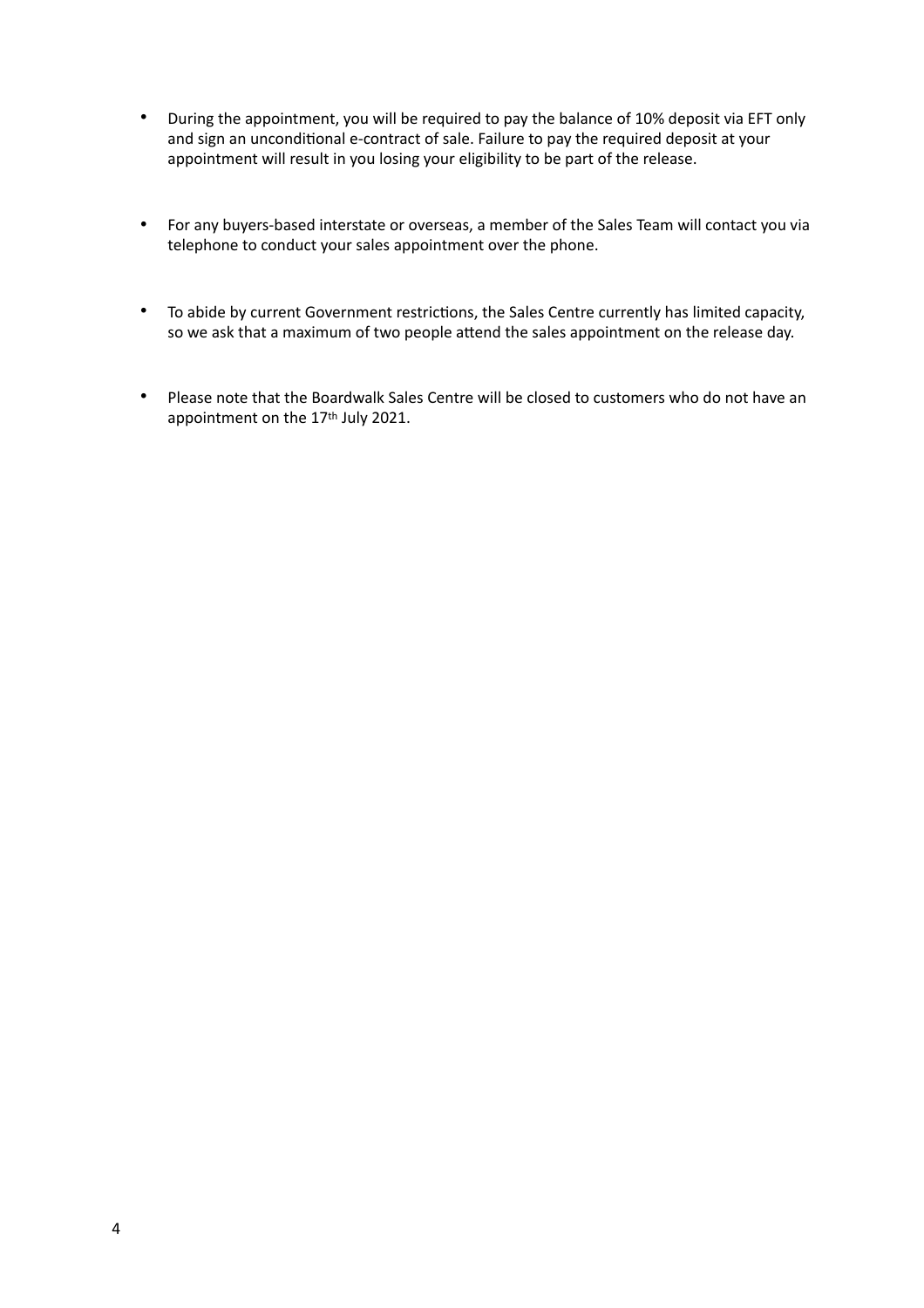- During the appointment, you will be required to pay the balance of 10% deposit via EFT only and sign an unconditional e-contract of sale. Failure to pay the required deposit at your appointment will result in you losing your eligibility to be part of the release.

- For any buyers-based interstate or overseas, a member of the Sales Team will contact you via telephone to conduct your sales appointment over the phone.

- To abide by current Government restrictions, the Sales Centre currently has limited capacity, so we ask that a maximum of two people attend the sales appointment on the release day.

- Please note that the Boardwalk Sales Centre will be closed to customers who do not have an appointment on the 17th July 2021.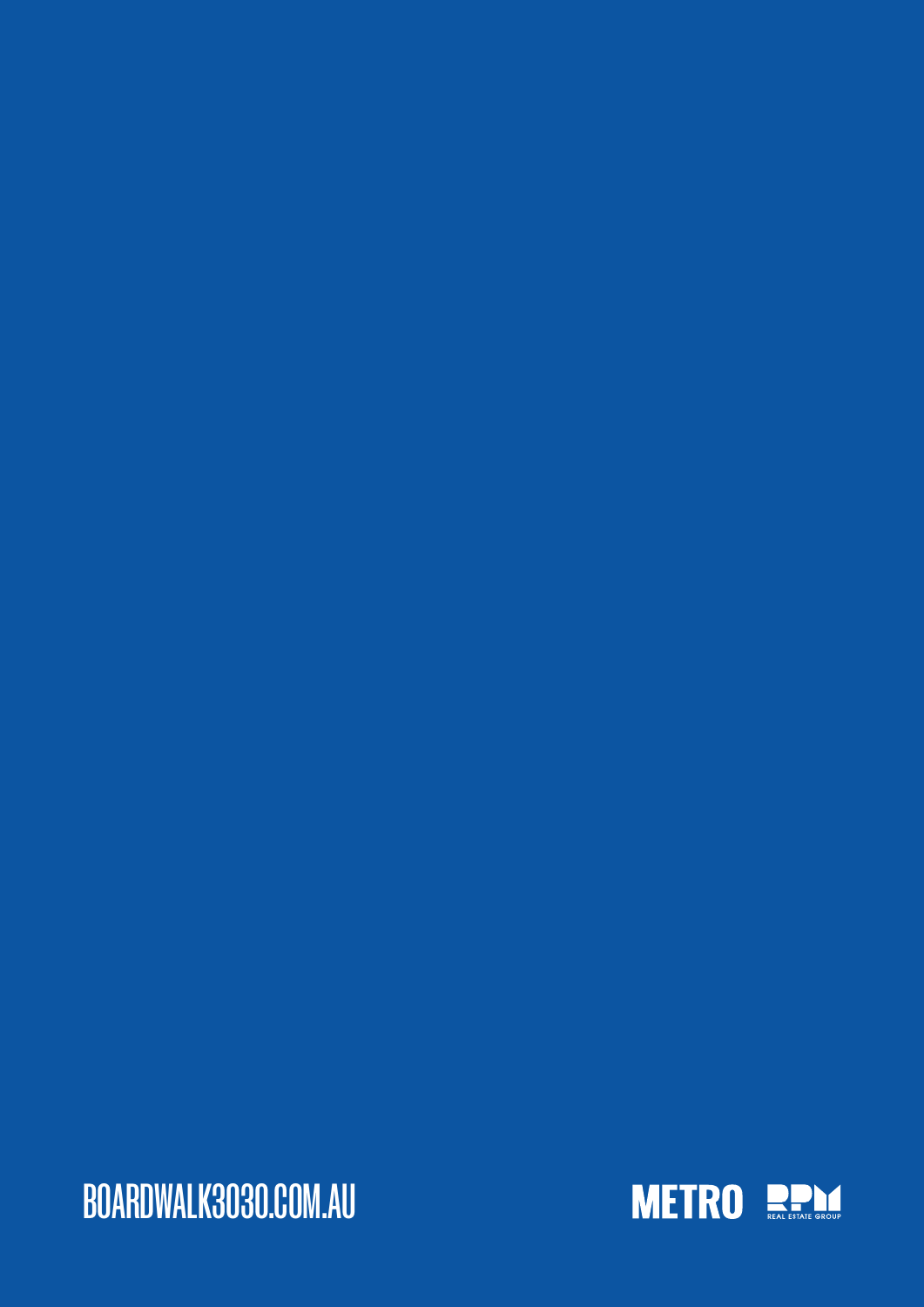BOARDWALK3030.COM.AU

METRO

RPM REAL ESTATE GROUP